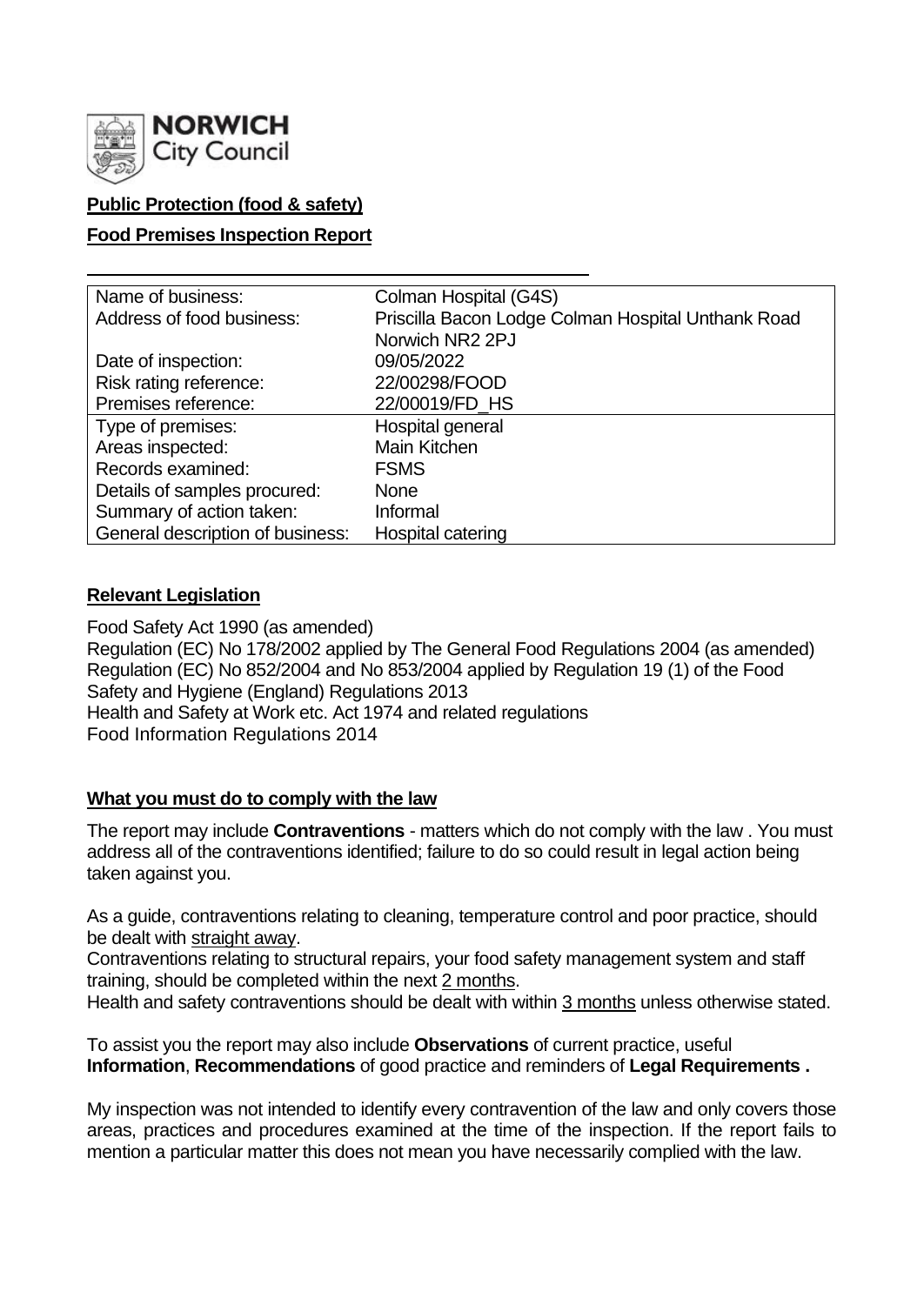**NORWICH City Council**

**Public Protection (food & safety)**

**Food Premises Inspection Report**

| Name of business: | Colman Hospital (G4S) |
|---|---|
| Address of food business: | Priscilla Bacon Lodge Colman Hospital Unthank Road Norwich NR2 2PJ |
| Date of inspection: | 09/05/2022 |
| Risk rating reference: | 22/00298/FOOD |
| Premises reference: | 22/00019/FD_HS |
| Type of premises: | Hospital general |
| Areas inspected: | Main Kitchen |
| Records examined: | FSMS |
| Details of samples procured: | None |
| Summary of action taken: | Informal |
| General description of business: | Hospital catering |

## Relevant Legislation

Food Safety Act 1990 (as amended)
Regulation (EC) No 178/2002 applied by The General Food Regulations 2004 (as amended)
Regulation (EC) No 852/2004 and No 853/2004 applied by Regulation 19 (1) of the Food Safety and Hygiene (England) Regulations 2013
Health and Safety at Work etc. Act 1974 and related regulations
Food Information Regulations 2014

## What you must do to comply with the law

The report may include **Contraventions** - matters which do not comply with the law . You must address all of the contraventions identified; failure to do so could result in legal action being taken against you.

As a guide, contraventions relating to cleaning, temperature control and poor practice, should be dealt with straight away.
Contraventions relating to structural repairs, your food safety management system and staff training, should be completed within the next 2 months.
Health and safety contraventions should be dealt with within 3 months unless otherwise stated.

To assist you the report may also include **Observations** of current practice, useful **Information**, **Recommendations** of good practice and reminders of **Legal Requirements .**

My inspection was not intended to identify every contravention of the law and only covers those areas, practices and procedures examined at the time of the inspection. If the report fails to mention a particular matter this does not mean you have necessarily complied with the law.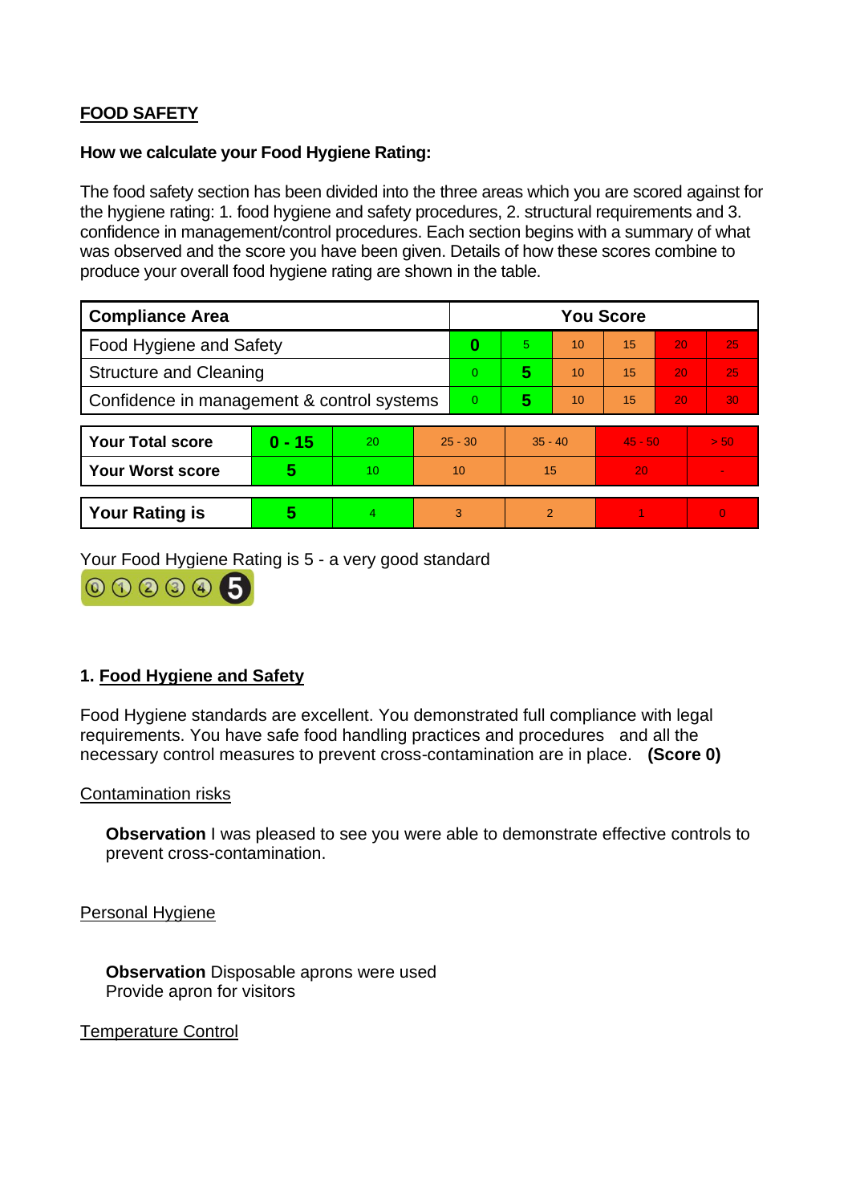## FOOD SAFETY

**How we calculate your Food Hygiene Rating:**

The food safety section has been divided into the three areas which you are scored against for the hygiene rating: 1. food hygiene and safety procedures, 2. structural requirements and 3. confidence in management/control procedures. Each section begins with a summary of what was observed and the score you have been given. Details of how these scores combine to produce your overall food hygiene rating are shown in the table.

| Compliance Area | You Score | | | | | |
|---|---|---|---|---|---|---|
| Food Hygiene and Safety | **0** | 5 | 10 | 15 | 20 | 25 |
| Structure and Cleaning | 0 | **5** | 10 | 15 | 20 | 25 |
| Confidence in management & control systems | 0 | **5** | 10 | 15 | 20 | 30 |

| | | | | | | |
|---|---|---|---|---|---|---|
| **Your Total score** | **0 - 15** | 20 | 25 - 30 | 35 - 40 | 45 - 50 | > 50 |
| **Your Worst score** | **5** | 10 | 10 | 15 | 20 | - |
| **Your Rating is** | **5** | 4 | 3 | 2 | 1 | 0 |

Your Food Hygiene Rating is 5 - a very good standard

### 1. Food Hygiene and Safety

Food Hygiene standards are excellent. You demonstrated full compliance with legal requirements. You have safe food handling practices and procedures and all the necessary control measures to prevent cross-contamination are in place. **(Score 0)**

Contamination risks

**Observation** I was pleased to see you were able to demonstrate effective controls to prevent cross-contamination.

Personal Hygiene

**Observation** Disposable aprons were used
Provide apron for visitors

Temperature Control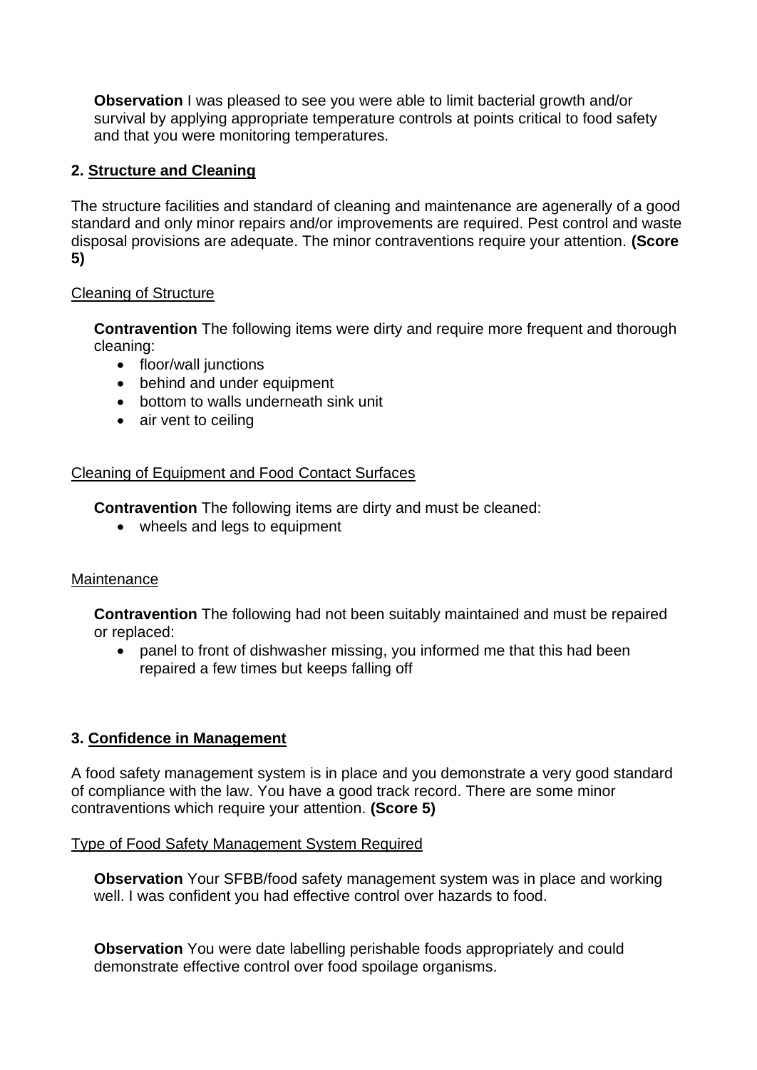**Observation** I was pleased to see you were able to limit bacterial growth and/or survival by applying appropriate temperature controls at points critical to food safety and that you were monitoring temperatures.

## 2. Structure and Cleaning

The structure facilities and standard of cleaning and maintenance are agenerally of a good standard and only minor repairs and/or improvements are required. Pest control and waste disposal provisions are adequate. The minor contraventions require your attention. **(Score 5)**

### Cleaning of Structure

**Contravention** The following items were dirty and require more frequent and thorough cleaning:

- floor/wall junctions
- behind and under equipment
- bottom to walls underneath sink unit
- air vent to ceiling

### Cleaning of Equipment and Food Contact Surfaces

**Contravention** The following items are dirty and must be cleaned:

- wheels and legs to equipment

### Maintenance

**Contravention** The following had not been suitably maintained and must be repaired or replaced:

- panel to front of dishwasher missing, you informed me that this had been repaired a few times but keeps falling off

## 3. Confidence in Management

A food safety management system is in place and you demonstrate a very good standard of compliance with the law. You have a good track record. There are some minor contraventions which require your attention. **(Score 5)**

### Type of Food Safety Management System Required

**Observation** Your SFBB/food safety management system was in place and working well. I was confident you had effective control over hazards to food.

**Observation** You were date labelling perishable foods appropriately and could demonstrate effective control over food spoilage organisms.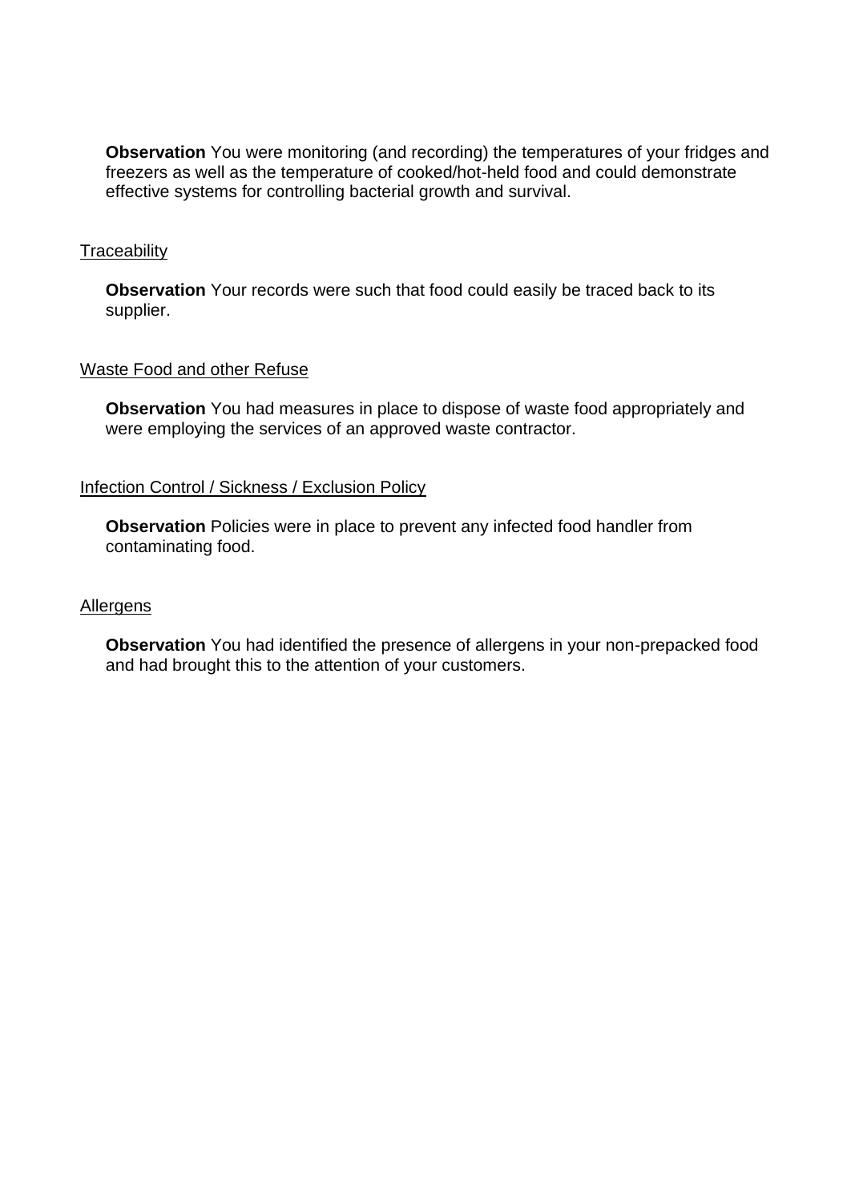**Observation** You were monitoring (and recording) the temperatures of your fridges and freezers as well as the temperature of cooked/hot-held food and could demonstrate effective systems for controlling bacterial growth and survival.

<u>Traceability</u>

**Observation** Your records were such that food could easily be traced back to its supplier.

<u>Waste Food and other Refuse</u>

**Observation** You had measures in place to dispose of waste food appropriately and were employing the services of an approved waste contractor.

<u>Infection Control / Sickness / Exclusion Policy</u>

**Observation** Policies were in place to prevent any infected food handler from contaminating food.

<u>Allergens</u>

**Observation** You had identified the presence of allergens in your non-prepacked food and had brought this to the attention of your customers.